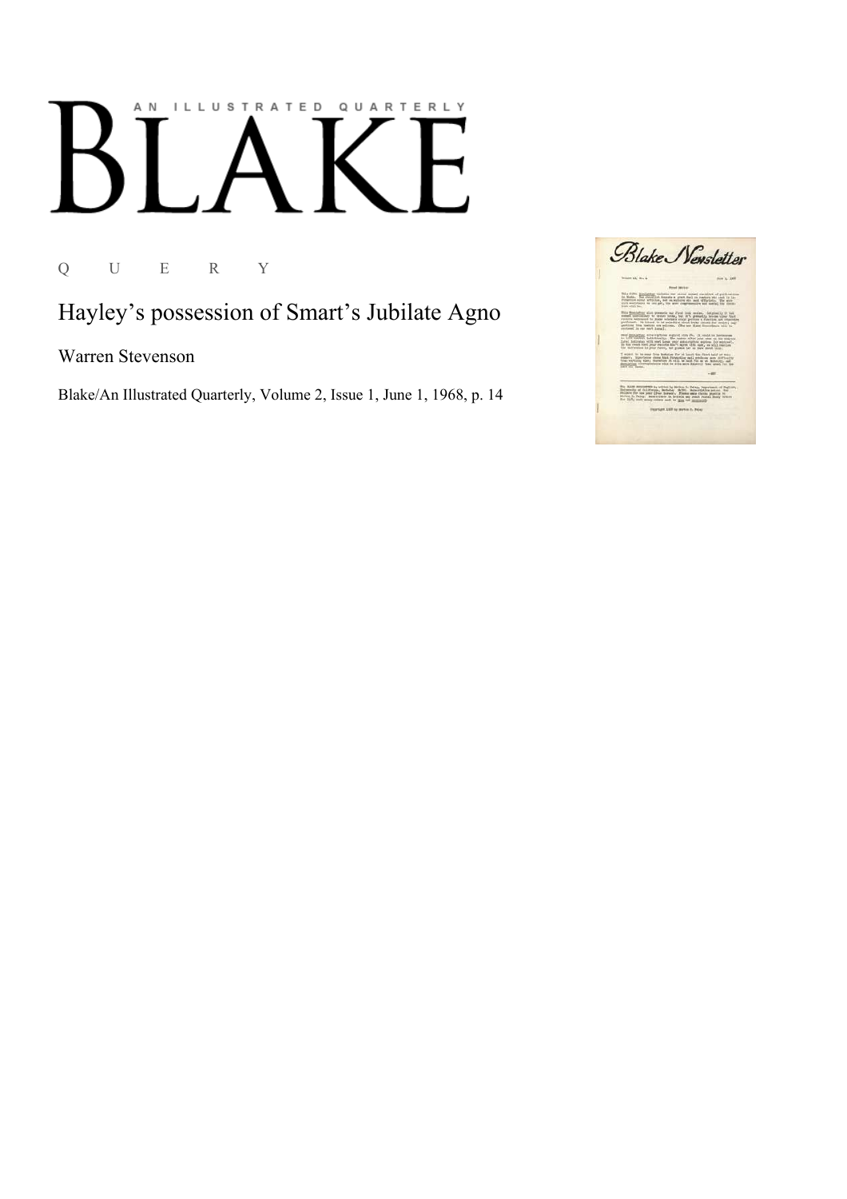AN ILLUSTRATED QUARTERLY

# BLAKE

Q U E R Y

## Hayley's possession of Smart's Jubilate Agno

Warren Stevenson

Blake/An Illustrated Quarterly, Volume 2, Issue 1, June 1, 1968, p. 14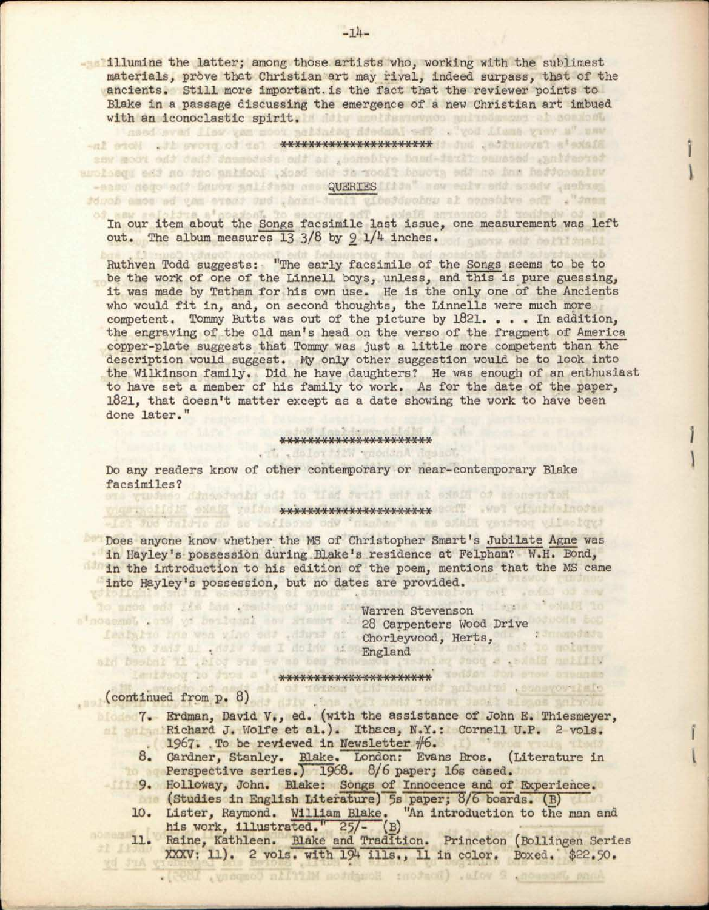illumine the latter; among those artists who, working with the sublimest materials, prove that Christian art may rival, indeed surpass, that of the ancients. Still more important is the fact that the reviewer points to Blake in a passage discussing the emergence of a new Christian art imbued with an iconoclastic spirit.

**********************

## QUERIES

In our item about the Songs facsimile last issue, one measurement was left out. The album measures 13 3/8 by 9 1/4 inches.

Ruthven Todd suggests: "The early facsimile of the Songs seems to be to be the work of one of the Linnell boys, unless, and this is pure guessing, it was made by Tatham for his own use. He is the only one of the Ancients who would fit in, and, on second thoughts, the Linnells were much more competent. Tommy Butts was out of the picture by 1821. . . . In addition, the engraving of the old man's head on the verso of the fragment of America copper-plate suggests that Tommy was just a little more competent than the description would suggest. My only other suggestion would be to look into the Wilkinson family. Did he have daughters? He was enough of an enthusiast to have set a member of his family to work. As for the date of the paper, 1821, that doesn't matter except as a date showing the work to have been done later."

**********************

Do any readers know of other contemporary or near-contemporary Blake facsimiles?

**********************

Does anyone know whether the MS of Christopher Smart's Jubilate Agne was in Hayley's possession during Blake's residence at Felpham? W.H. Bond, in the introduction to his edition of the poem, mentions that the MS came into Hayley's possession, but no dates are provided.

Warren Stevenson
28 Carpenters Wood Drive
Chorleywood, Herts,
England

**********************

(continued from p. 8)

7. Erdman, David V., ed. (with the assistance of John E. Thiesmeyer, Richard J. Wolfe et al.). Ithaca, N.Y.: Cornell U.P. 2 vols. 1967. To be reviewed in Newsletter #6.
8. Gardner, Stanley. Blake. London: Evans Bros. (Literature in Perspective series.) 1968. 8/6 paper; 16s cased.
9. Holloway, John. Blake: Songs of Innocence and of Experience. (Studies in English Literature) 5s paper; 8/6 boards. (B)
10. Lister, Raymond. William Blake. "An introduction to the man and his work, illustrated." 25/- (B)
11. Raine, Kathleen. Blake and Tradition. Princeton (Bollingen Series XXXV: 11). 2 vols. with 194 ills., 11 in color. Boxed. $22.50.